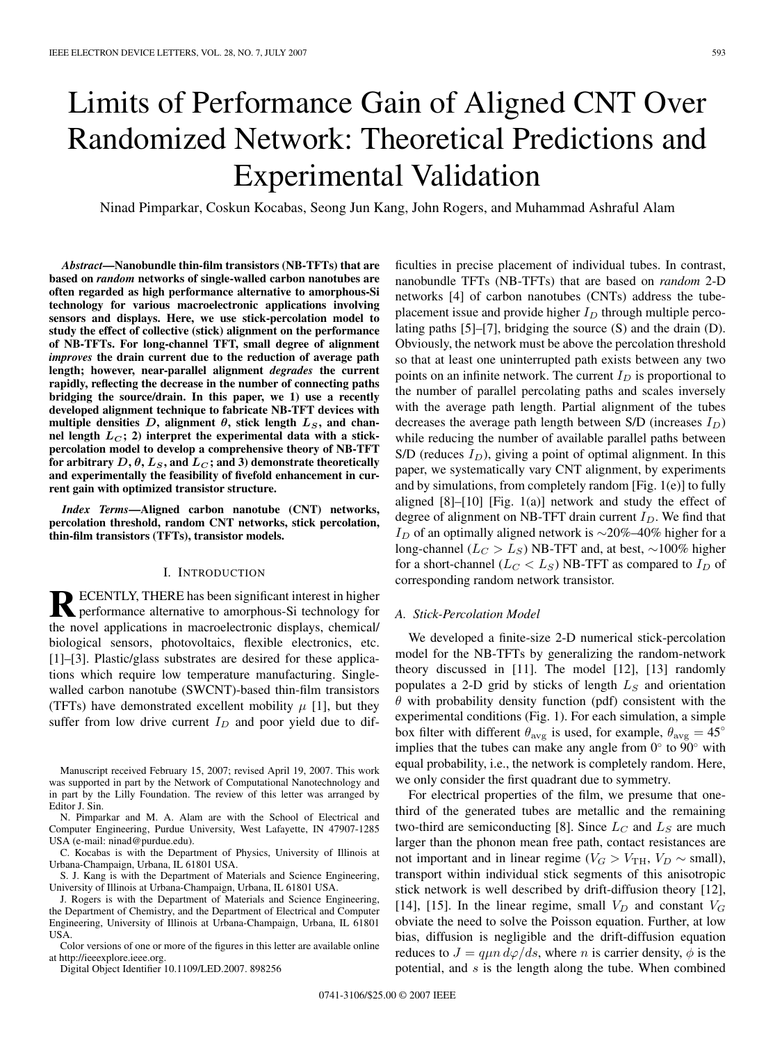# Limits of Performance Gain of Aligned CNT Over Randomized Network: Theoretical Predictions and Experimental Validation

Ninad Pimparkar, Coskun Kocabas, Seong Jun Kang, John Rogers, and Muhammad Ashraful Alam

***Abstract*—Nanobundle thin-film transistors (NB-TFTs) that are based on *random* networks of single-walled carbon nanotubes are often regarded as high performance alternative to amorphous-Si technology for various macroelectronic applications involving sensors and displays. Here, we use stick-percolation model to study the effect of collective (stick) alignment on the performance of NB-TFTs. For long-channel TFT, small degree of alignment *improves* the drain current due to the reduction of average path length; however, near-parallel alignment *degrades* the current rapidly, reflecting the decrease in the number of connecting paths bridging the source/drain. In this paper, we 1) use a recently developed alignment technique to fabricate NB-TFT devices with multiple densities $D$, alignment $\theta$, stick length $L_S$, and channel length $L_C$; 2) interpret the experimental data with a stick-percolation model to develop a comprehensive theory of NB-TFT for arbitrary $D$, $\theta$, $L_S$, and $L_C$; and 3) demonstrate theoretically and experimentally the feasibility of fivefold enhancement in current gain with optimized transistor structure.**

***Index Terms*—Aligned carbon nanotube (CNT) networks, percolation threshold, random CNT networks, stick percolation, thin-film transistors (TFTs), transistor models.**

## I. Introduction

RECENTLY, THERE has been significant interest in higher performance alternative to amorphous-Si technology for the novel applications in macroelectronic displays, chemical/biological sensors, photovoltaics, flexible electronics, etc. [1]–[3]. Plastic/glass substrates are desired for these applications which require low temperature manufacturing. Single-walled carbon nanotube (SWCNT)-based thin-film transistors (TFTs) have demonstrated excellent mobility $\mu$ [1], but they suffer from low drive current $I_D$ and poor yield due to difficulties in precise placement of individual tubes. In contrast, nanobundle TFTs (NB-TFTs) that are based on *random* 2-D networks [4] of carbon nanotubes (CNTs) address the tube-placement issue and provide higher $I_D$ through multiple percolating paths [5]–[7], bridging the source (S) and the drain (D). Obviously, the network must be above the percolation threshold so that at least one uninterrupted path exists between any two points on an infinite network. The current $I_D$ is proportional to the number of parallel percolating paths and scales inversely with the average path length. Partial alignment of the tubes decreases the average path length between S/D (increases $I_D$) while reducing the number of available parallel paths between S/D (reduces $I_D$), giving a point of optimal alignment. In this paper, we systematically vary CNT alignment, by experiments and by simulations, from completely random [Fig. 1(e)] to fully aligned [8]–[10] [Fig. 1(a)] network and study the effect of degree of alignment on NB-TFT drain current $I_D$. We find that $I_D$ of an optimally aligned network is ~20%–40% higher for a long-channel ($L_C > L_S$) NB-TFT and, at best, ~100% higher for a short-channel ($L_C < L_S$) NB-TFT as compared to $I_D$ of corresponding random network transistor.

### A. Stick-Percolation Model

We developed a finite-size 2-D numerical stick-percolation model for the NB-TFTs by generalizing the random-network theory discussed in [11]. The model [12], [13] randomly populates a 2-D grid by sticks of length $L_S$ and orientation $\theta$ with probability density function (pdf) consistent with the experimental conditions (Fig. 1). For each simulation, a simple box filter with different $\theta_{\text{avg}}$ is used, for example, $\theta_{\text{avg}} = 45^\circ$ implies that the tubes can make any angle from 0° to 90° with equal probability, i.e., the network is completely random. Here, we only consider the first quadrant due to symmetry.

For electrical properties of the film, we presume that one-third of the generated tubes are metallic and the remaining two-third are semiconducting [8]. Since $L_C$ and $L_S$ are much larger than the phonon mean free path, contact resistances are not important and in linear regime ($V_G > V_{\text{TH}}$, $V_D \sim$ small), transport within individual stick segments of this anisotropic stick network is well described by drift-diffusion theory [12], [14], [15]. In the linear regime, small $V_D$ and constant $V_G$ obviate the need to solve the Poisson equation. Further, at low bias, diffusion is negligible and the drift-diffusion equation reduces to $J = q\mu n \, d\varphi/ds$, where $n$ is carrier density, $\phi$ is the potential, and $s$ is the length along the tube. When combined

---

Manuscript received February 15, 2007; revised April 19, 2007. This work was supported in part by the Network of Computational Nanotechnology and in part by the Lilly Foundation. The review of this letter was arranged by Editor J. Sin.

N. Pimparkar and M. A. Alam are with the School of Electrical and Computer Engineering, Purdue University, West Lafayette, IN 47907-1285 USA (e-mail: ninad@purdue.edu).

C. Kocabas is with the Department of Physics, University of Illinois at Urbana-Champaign, Urbana, IL 61801 USA.

S. J. Kang is with the Department of Materials and Science Engineering, University of Illinois at Urbana-Champaign, Urbana, IL 61801 USA.

J. Rogers is with the Department of Materials and Science Engineering, the Department of Chemistry, and the Department of Electrical and Computer Engineering, University of Illinois at Urbana-Champaign, Urbana, IL 61801 USA.

Color versions of one or more of the figures in this letter are available online at http://ieeexplore.ieee.org.

Digital Object Identifier 10.1109/LED.2007. 898256

0741-3106/$25.00 © 2007 IEEE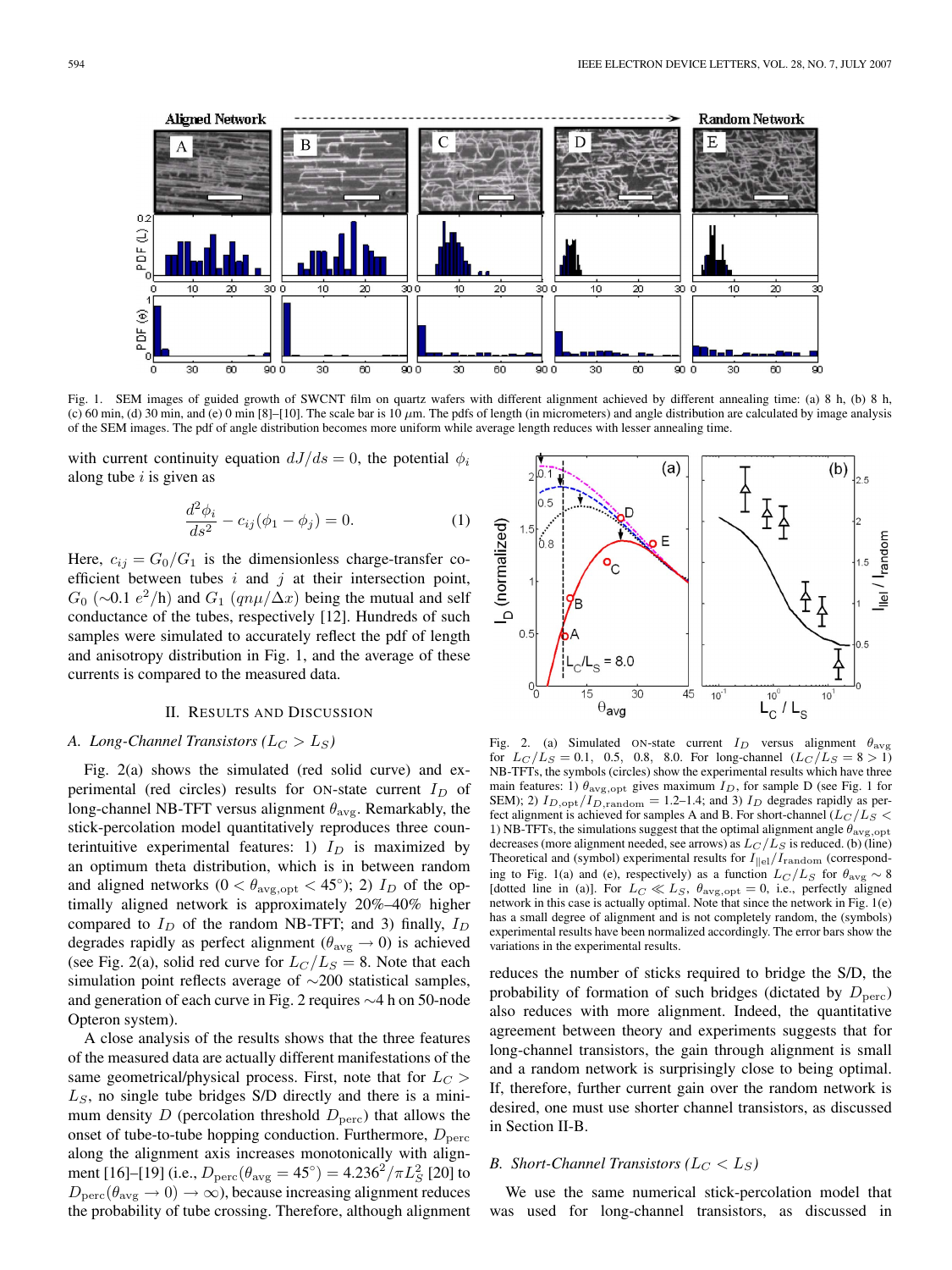Fig. 1. SEM images of guided growth of SWCNT film on quartz wafers with different alignment achieved by different annealing time: (a) 8 h, (b) 8 h, (c) 60 min, (d) 30 min, and (e) 0 min [8]–[10]. The scale bar is 10 $\mu$m. The pdfs of length (in micrometers) and angle distribution are calculated by image analysis of the SEM images. The pdf of angle distribution becomes more uniform while average length reduces with lesser annealing time.

with current continuity equation $dJ/ds = 0$, the potential $\phi_i$ along tube $i$ is given as

$$\frac{d^2\phi_i}{ds^2} - c_{ij}(\phi_1 - \phi_j) = 0. \tag{1}$$

Here, $c_{ij} = G_0/G_1$ is the dimensionless charge-transfer coefficient between tubes $i$ and $j$ at their intersection point, $G_0$ ($\sim$0.1 $e^2$/h) and $G_1$ ($qn\mu/\Delta x$) being the mutual and self conductance of the tubes, respectively [12]. Hundreds of such samples were simulated to accurately reflect the pdf of length and anisotropy distribution in Fig. 1, and the average of these currents is compared to the measured data.

## II. Results and Discussion

### A. Long-Channel Transistors ($L_C > L_S$)

Fig. 2(a) shows the simulated (red solid curve) and experimental (red circles) results for ON-state current $I_D$ of long-channel NB-TFT versus alignment $\theta_{\rm avg}$. Remarkably, the stick-percolation model quantitatively reproduces three counterintuitive experimental features: 1) $I_D$ is maximized by an optimum theta distribution, which is in between random and aligned networks ($0 < \theta_{\rm avg,opt} < 45^\circ$); 2) $I_D$ of the optimally aligned network is approximately 20%–40% higher compared to $I_D$ of the random NB-TFT; and 3) finally, $I_D$ degrades rapidly as perfect alignment ($\theta_{\rm avg} \to 0$) is achieved (see Fig. 2(a), solid red curve for $L_C/L_S = 8$. Note that each simulation point reflects average of $\sim$200 statistical samples, and generation of each curve in Fig. 2 requires $\sim$4 h on 50-node Opteron system).

A close analysis of the results shows that the three features of the measured data are actually different manifestations of the same geometrical/physical process. First, note that for $L_C > L_S$, no single tube bridges S/D directly and there is a minimum density $D$ (percolation threshold $D_{\rm perc}$) that allows the onset of tube-to-tube hopping conduction. Furthermore, $D_{\rm perc}$ along the alignment axis increases monotonically with alignment [16]–[19] (i.e., $D_{\rm perc}(\theta_{\rm avg} = 45^\circ) = 4.236^2/\pi L_S^2$ [20] to $D_{\rm perc}(\theta_{\rm avg} \to 0) \to \infty$), because increasing alignment reduces the probability of tube crossing. Therefore, although alignment reduces the number of sticks required to bridge the S/D, the probability of formation of such bridges (dictated by $D_{\rm perc}$) also reduces with more alignment. Indeed, the quantitative agreement between theory and experiments suggests that for long-channel transistors, the gain through alignment is small and a random network is surprisingly close to being optimal. If, therefore, further current gain over the random network is desired, one must use shorter channel transistors, as discussed in Section II-B.

Fig. 2. (a) Simulated ON-state current $I_D$ versus alignment $\theta_{\rm avg}$ for $L_C/L_S = 0.1$, 0.5, 0.8, 8.0. For long-channel ($L_C/L_S = 8 > 1$) NB-TFTs, the symbols (circles) show the experimental results which have three main features: 1) $\theta_{\rm avg,opt}$ gives maximum $I_D$, for sample D (see Fig. 1 for SEM); 2) $I_{D,\rm opt}/I_{D,\rm random} = 1.2$–$1.4$; and 3) $I_D$ degrades rapidly as perfect alignment is achieved for samples A and B. For short-channel ($L_C/L_S < 1$) NB-TFTs, the simulations suggest that the optimal alignment angle $\theta_{\rm avg,opt}$ decreases (more alignment needed, see arrows) as $L_C/L_S$ is reduced. (b) (line) Theoretical and (symbol) experimental results for $I_{\|\rm el}/I_{\rm random}$ (corresponding to Fig. 1(a) and (e), respectively) as a function $L_C/L_S$ for $\theta_{\rm avg} \sim 8$ [dotted line in (a)]. For $L_C \ll L_S$, $\theta_{\rm avg,opt} = 0$, i.e., perfectly aligned network in this case is actually optimal. Note that since the network in Fig. 1(e) has a small degree of alignment and is not completely random, the (symbols) experimental results have been normalized accordingly. The error bars show the variations in the experimental results.

### B. Short-Channel Transistors ($L_C < L_S$)

We use the same numerical stick-percolation model that was used for long-channel transistors, as discussed in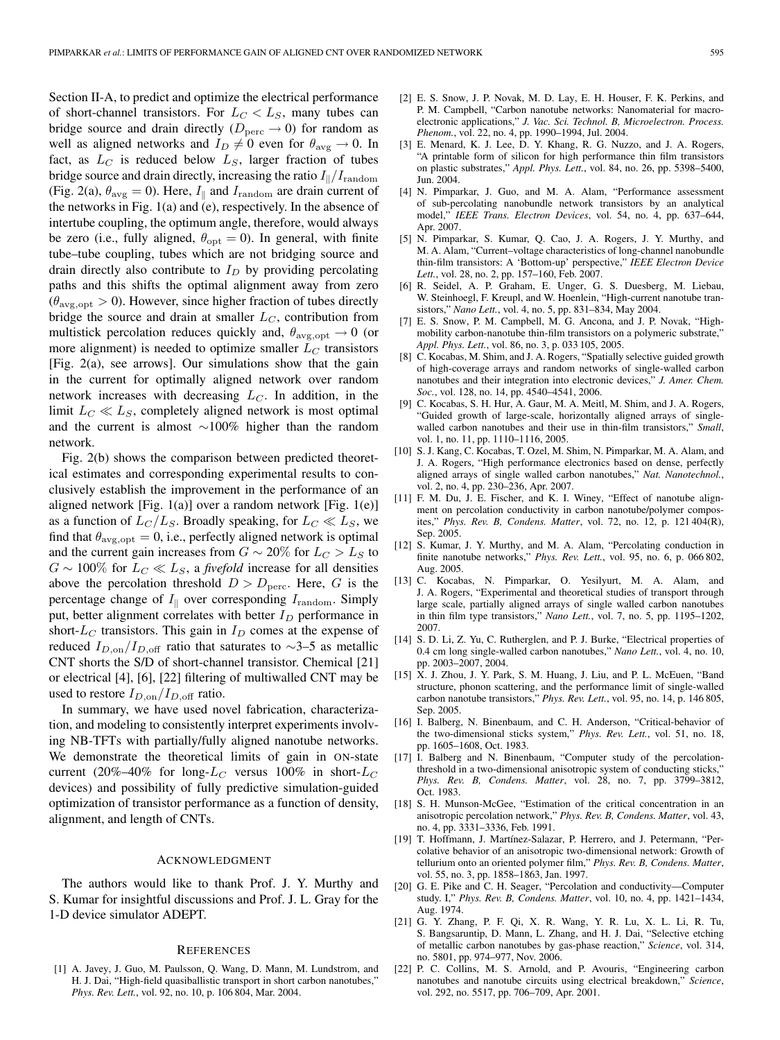Section II-A, to predict and optimize the electrical performance of short-channel transistors. For $L_C < L_S$, many tubes can bridge source and drain directly ($D_{\text{perc}} \rightarrow 0$) for random as well as aligned networks and $I_D \neq 0$ even for $\theta_{\text{avg}} \rightarrow 0$. In fact, as $L_C$ is reduced below $L_S$, larger fraction of tubes bridge source and drain directly, increasing the ratio $I_{\|}/I_{\text{random}}$ (Fig. 2(a), $\theta_{\text{avg}} = 0$). Here, $I_{\|}$ and $I_{\text{random}}$ are drain current of the networks in Fig. 1(a) and (e), respectively. In the absence of intertube coupling, the optimum angle, therefore, would always be zero (i.e., fully aligned, $\theta_{\text{opt}} = 0$). In general, with finite tube–tube coupling, tubes which are not bridging source and drain directly also contribute to $I_D$ by providing percolating paths and this shifts the optimal alignment away from zero ($\theta_{\text{avg,opt}} > 0$). However, since higher fraction of tubes directly bridge the source and drain at smaller $L_C$, contribution from multistick percolation reduces quickly and, $\theta_{\text{avg,opt}} \rightarrow 0$ (or more alignment) is needed to optimize smaller $L_C$ transistors [Fig. 2(a), see arrows]. Our simulations show that the gain in the current for optimally aligned network over random network increases with decreasing $L_C$. In addition, in the limit $L_C \ll L_S$, completely aligned network is most optimal and the current is almost $\sim$100% higher than the random network.

Fig. 2(b) shows the comparison between predicted theoretical estimates and corresponding experimental results to conclusively establish the improvement in the performance of an aligned network [Fig. 1(a)] over a random network [Fig. 1(e)] as a function of $L_C/L_S$. Broadly speaking, for $L_C \ll L_S$, we find that $\theta_{\text{avg,opt}} = 0$, i.e., perfectly aligned network is optimal and the current gain increases from $G \sim 20\%$ for $L_C > L_S$ to $G \sim 100\%$ for $L_C \ll L_S$, a *fivefold* increase for all densities above the percolation threshold $D > D_{\text{perc}}$. Here, $G$ is the percentage change of $I_{\|}$ over corresponding $I_{\text{random}}$. Simply put, better alignment correlates with better $I_D$ performance in short-$L_C$ transistors. This gain in $I_D$ comes at the expense of reduced $I_{D,\text{on}}/I_{D,\text{off}}$ ratio that saturates to $\sim$3–5 as metallic CNT shorts the S/D of short-channel transistor. Chemical [21] or electrical [4], [6], [22] filtering of multiwalled CNT may be used to restore $I_{D,\text{on}}/I_{D,\text{off}}$ ratio.

In summary, we have used novel fabrication, characterization, and modeling to consistently interpret experiments involving NB-TFTs with partially/fully aligned nanotube networks. We demonstrate the theoretical limits of gain in ON-state current (20%–40% for long-$L_C$ versus 100% in short-$L_C$ devices) and possibility of fully predictive simulation-guided optimization of transistor performance as a function of density, alignment, and length of CNTs.

## Acknowledgment

The authors would like to thank Prof. J. Y. Murthy and S. Kumar for insightful discussions and Prof. J. L. Gray for the 1-D device simulator ADEPT.

## References

[1] A. Javey, J. Guo, M. Paulsson, Q. Wang, D. Mann, M. Lundstrom, and H. J. Dai, "High-field quasiballistic transport in short carbon nanotubes," *Phys. Rev. Lett.*, vol. 92, no. 10, p. 106 804, Mar. 2004.

[2] E. S. Snow, J. P. Novak, M. D. Lay, E. H. Houser, F. K. Perkins, and P. M. Campbell, "Carbon nanotube networks: Nanomaterial for macroelectronic applications," *J. Vac. Sci. Technol. B, Microelectron. Process. Phenom.*, vol. 22, no. 4, pp. 1990–1994, Jul. 2004.

[3] E. Menard, K. J. Lee, D. Y. Khang, R. G. Nuzzo, and J. A. Rogers, "A printable form of silicon for high performance thin film transistors on plastic substrates," *Appl. Phys. Lett.*, vol. 84, no. 26, pp. 5398–5400, Jun. 2004.

[4] N. Pimparkar, J. Guo, and M. A. Alam, "Performance assessment of sub-percolating nanobundle network transistors by an analytical model," *IEEE Trans. Electron Devices*, vol. 54, no. 4, pp. 637–644, Apr. 2007.

[5] N. Pimparkar, S. Kumar, Q. Cao, J. A. Rogers, J. Y. Murthy, and M. A. Alam, "Current–voltage characteristics of long-channel nanobundle thin-film transistors: A 'Bottom-up' perspective," *IEEE Electron Device Lett.*, vol. 28, no. 2, pp. 157–160, Feb. 2007.

[6] R. Seidel, A. P. Graham, E. Unger, G. S. Duesberg, M. Liebau, W. Steinhoegl, F. Kreupl, and W. Hoenlein, "High-current nanotube transistors," *Nano Lett.*, vol. 4, no. 5, pp. 831–834, May 2004.

[7] E. S. Snow, P. M. Campbell, M. G. Ancona, and J. P. Novak, "High-mobility carbon-nanotube thin-film transistors on a polymeric substrate," *Appl. Phys. Lett.*, vol. 86, no. 3, p. 033 105, 2005.

[8] C. Kocabas, M. Shim, and J. A. Rogers, "Spatially selective guided growth of high-coverage arrays and random networks of single-walled carbon nanotubes and their integration into electronic devices," *J. Amer. Chem. Soc.*, vol. 128, no. 14, pp. 4540–4541, 2006.

[9] C. Kocabas, S. H. Hur, A. Gaur, M. A. Meitl, M. Shim, and J. A. Rogers, "Guided growth of large-scale, horizontally aligned arrays of single-walled carbon nanotubes and their use in thin-film transistors," *Small*, vol. 1, no. 11, pp. 1110–1116, 2005.

[10] S. J. Kang, C. Kocabas, T. Ozel, M. Shim, N. Pimparkar, M. A. Alam, and J. A. Rogers, "High performance electronics based on dense, perfectly aligned arrays of single walled carbon nanotubes," *Nat. Nanotechnol.*, vol. 2, no. 4, pp. 230–236, Apr. 2007.

[11] F. M. Du, J. E. Fischer, and K. I. Winey, "Effect of nanotube alignment on percolation conductivity in carbon nanotube/polymer composites," *Phys. Rev. B, Condens. Matter*, vol. 72, no. 12, p. 121 404(R), Sep. 2005.

[12] S. Kumar, J. Y. Murthy, and M. A. Alam, "Percolating conduction in finite nanotube networks," *Phys. Rev. Lett.*, vol. 95, no. 6, p. 066 802, Aug. 2005.

[13] C. Kocabas, N. Pimparkar, O. Yesilyurt, M. A. Alam, and J. A. Rogers, "Experimental and theoretical studies of transport through large scale, partially aligned arrays of single walled carbon nanotubes in thin film type transistors," *Nano Lett.*, vol. 7, no. 5, pp. 1195–1202, 2007.

[14] S. D. Li, Z. Yu, C. Rutherglen, and P. J. Burke, "Electrical properties of 0.4 cm long single-walled carbon nanotubes," *Nano Lett.*, vol. 4, no. 10, pp. 2003–2007, 2004.

[15] X. J. Zhou, J. Y. Park, S. M. Huang, J. Liu, and P. L. McEuen, "Band structure, phonon scattering, and the performance limit of single-walled carbon nanotube transistors," *Phys. Rev. Lett.*, vol. 95, no. 14, p. 146 805, Sep. 2005.

[16] I. Balberg, N. Binenbaum, and C. H. Anderson, "Critical-behavior of the two-dimensional sticks system," *Phys. Rev. Lett.*, vol. 51, no. 18, pp. 1605–1608, Oct. 1983.

[17] I. Balberg and N. Binenbaum, "Computer study of the percolation-threshold in a two-dimensional anisotropic system of conducting sticks," *Phys. Rev. B, Condens. Matter*, vol. 28, no. 7, pp. 3799–3812, Oct. 1983.

[18] S. H. Munson-McGee, "Estimation of the critical concentration in an anisotropic percolation network," *Phys. Rev. B, Condens. Matter*, vol. 43, no. 4, pp. 3331–3336, Feb. 1991.

[19] T. Hoffmann, J. Martínez-Salazar, P. Herrero, and J. Petermann, "Percolative behavior of an anisotropic two-dimensional network: Growth of tellurium onto an oriented polymer film," *Phys. Rev. B, Condens. Matter*, vol. 55, no. 3, pp. 1858–1863, Jan. 1997.

[20] G. E. Pike and C. H. Seager, "Percolation and conductivity—Computer study. I," *Phys. Rev. B, Condens. Matter*, vol. 10, no. 4, pp. 1421–1434, Aug. 1974.

[21] G. Y. Zhang, P. F. Qi, X. R. Wang, Y. R. Lu, X. L. Li, R. Tu, S. Bangsaruntip, D. Mann, L. Zhang, and H. J. Dai, "Selective etching of metallic carbon nanotubes by gas-phase reaction," *Science*, vol. 314, no. 5801, pp. 974–977, Nov. 2006.

[22] P. C. Collins, M. S. Arnold, and P. Avouris, "Engineering carbon nanotubes and nanotube circuits using electrical breakdown," *Science*, vol. 292, no. 5517, pp. 706–709, Apr. 2001.